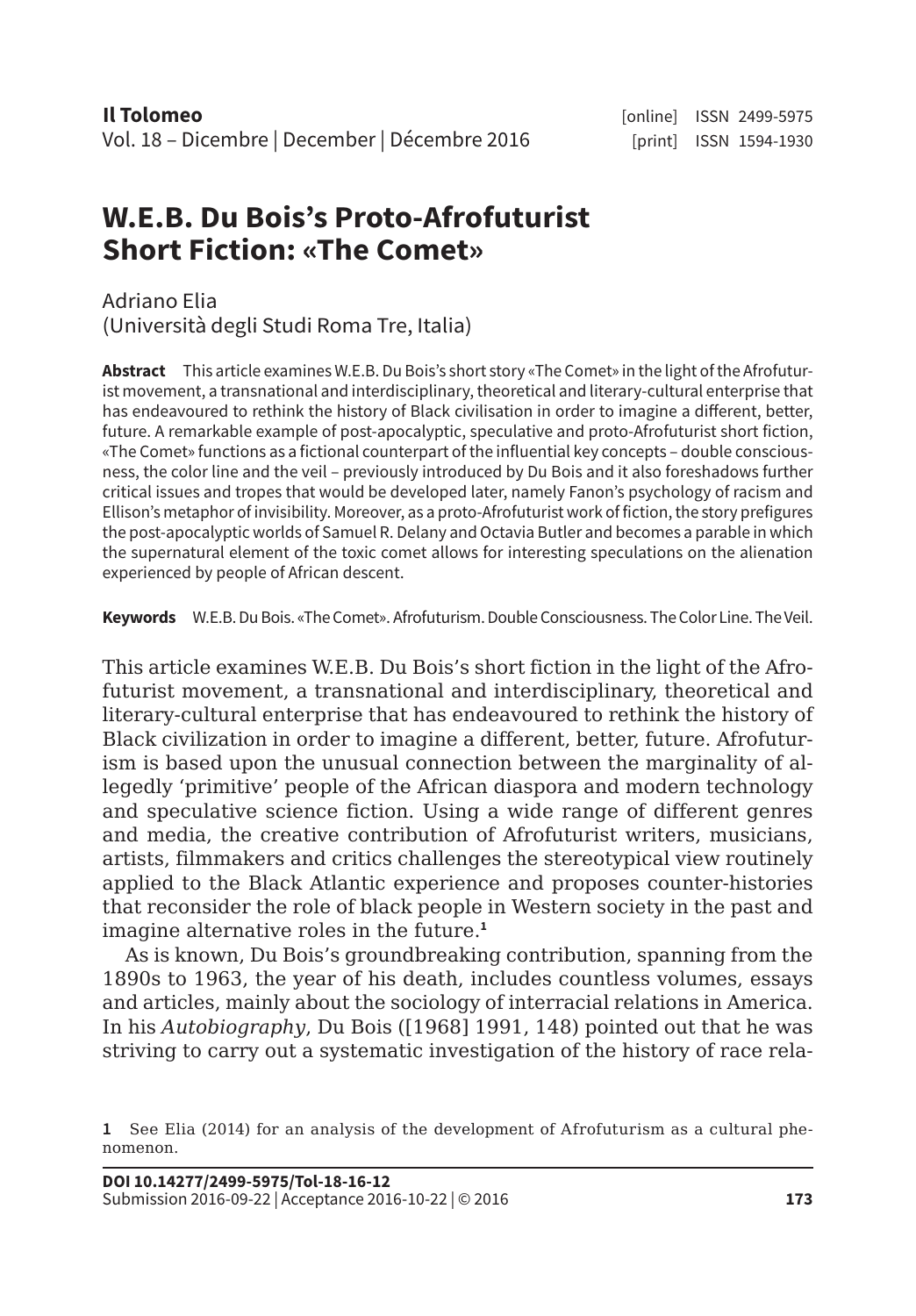# W.E.B. Du Bois's Proto-Afrofuturist Short Fiction: «The Comet»

Adriano Elia
(Università degli Studi Roma Tre, Italia)

**Abstract** This article examines W.E.B. Du Bois's short story «The Comet» in the light of the Afrofuturist movement, a transnational and interdisciplinary, theoretical and literary-cultural enterprise that has endeavoured to rethink the history of Black civilisation in order to imagine a different, better, future. A remarkable example of post-apocalyptic, speculative and proto-Afrofuturist short fiction, «The Comet» functions as a fictional counterpart of the influential key concepts – double consciousness, the color line and the veil – previously introduced by Du Bois and it also foreshadows further critical issues and tropes that would be developed later, namely Fanon's psychology of racism and Ellison's metaphor of invisibility. Moreover, as a proto-Afrofuturist work of fiction, the story prefigures the post-apocalyptic worlds of Samuel R. Delany and Octavia Butler and becomes a parable in which the supernatural element of the toxic comet allows for interesting speculations on the alienation experienced by people of African descent.

**Keywords** W.E.B. Du Bois. «The Comet». Afrofuturism. Double Consciousness. The Color Line. The Veil.

This article examines W.E.B. Du Bois's short fiction in the light of the Afrofuturist movement, a transnational and interdisciplinary, theoretical and literary-cultural enterprise that has endeavoured to rethink the history of Black civilization in order to imagine a different, better, future. Afrofuturism is based upon the unusual connection between the marginality of allegedly 'primitive' people of the African diaspora and modern technology and speculative science fiction. Using a wide range of different genres and media, the creative contribution of Afrofuturist writers, musicians, artists, filmmakers and critics challenges the stereotypical view routinely applied to the Black Atlantic experience and proposes counter-histories that reconsider the role of black people in Western society in the past and imagine alternative roles in the future.[1]

As is known, Du Bois's groundbreaking contribution, spanning from the 1890s to 1963, the year of his death, includes countless volumes, essays and articles, mainly about the sociology of interracial relations in America. In his *Autobiography*, Du Bois ([1968] 1991, 148) pointed out that he was striving to carry out a systematic investigation of the history of race rela-

[1] See Elia (2014) for an analysis of the development of Afrofuturism as a cultural phenomenon.

**DOI 10.14277/2499-5975/Tol-18-16-12**
Submission 2016-09-22 | Acceptance 2016-10-22 | © 2016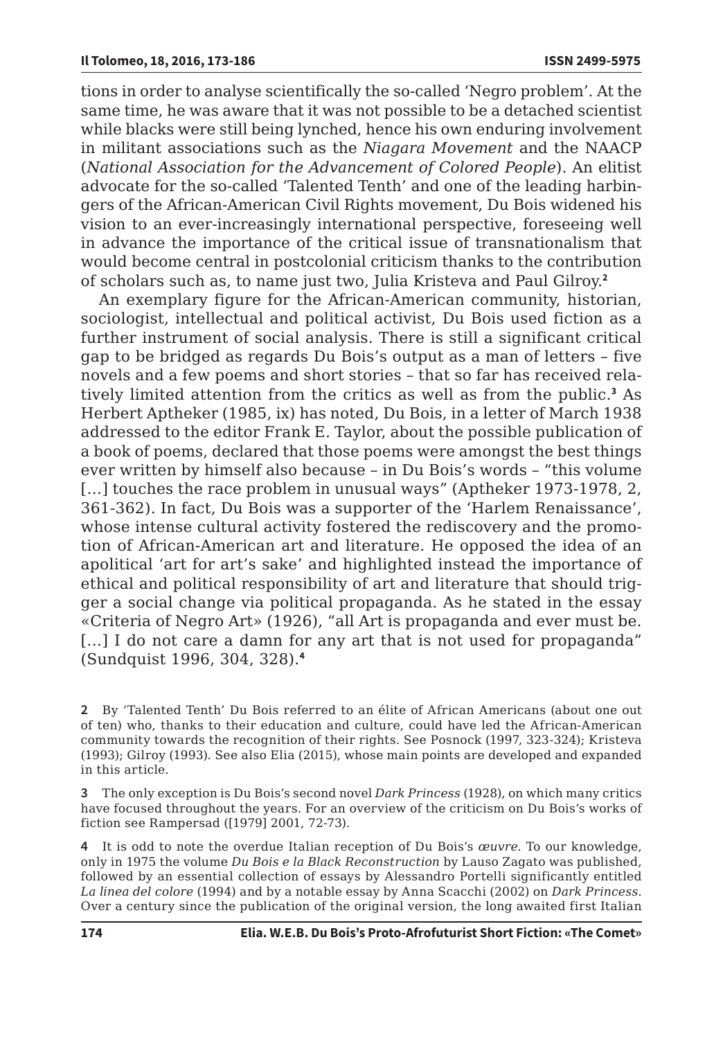tions in order to analyse scientifically the so-called 'Negro problem'. At the same time, he was aware that it was not possible to be a detached scientist while blacks were still being lynched, hence his own enduring involvement in militant associations such as the *Niagara Movement* and the NAACP (*National Association for the Advancement of Colored People*). An elitist advocate for the so-called 'Talented Tenth' and one of the leading harbingers of the African-American Civil Rights movement, Du Bois widened his vision to an ever-increasingly international perspective, foreseeing well in advance the importance of the critical issue of transnationalism that would become central in postcolonial criticism thanks to the contribution of scholars such as, to name just two, Julia Kristeva and Paul Gilroy.[2]

An exemplary figure for the African-American community, historian, sociologist, intellectual and political activist, Du Bois used fiction as a further instrument of social analysis. There is still a significant critical gap to be bridged as regards Du Bois's output as a man of letters – five novels and a few poems and short stories – that so far has received relatively limited attention from the critics as well as from the public.[3] As Herbert Aptheker (1985, ix) has noted, Du Bois, in a letter of March 1938 addressed to the editor Frank E. Taylor, about the possible publication of a book of poems, declared that those poems were amongst the best things ever written by himself also because – in Du Bois's words – "this volume [...] touches the race problem in unusual ways" (Aptheker 1973-1978, 2, 361-362). In fact, Du Bois was a supporter of the 'Harlem Renaissance', whose intense cultural activity fostered the rediscovery and the promotion of African-American art and literature. He opposed the idea of an apolitical 'art for art's sake' and highlighted instead the importance of ethical and political responsibility of art and literature that should trigger a social change via political propaganda. As he stated in the essay «Criteria of Negro Art» (1926), "all Art is propaganda and ever must be. [...] I do not care a damn for any art that is not used for propaganda" (Sundquist 1996, 304, 328).[4]

2 By 'Talented Tenth' Du Bois referred to an élite of African Americans (about one out of ten) who, thanks to their education and culture, could have led the African-American community towards the recognition of their rights. See Posnock (1997, 323-324); Kristeva (1993); Gilroy (1993). See also Elia (2015), whose main points are developed and expanded in this article.

3 The only exception is Du Bois's second novel *Dark Princess* (1928), on which many critics have focused throughout the years. For an overview of the criticism on Du Bois's works of fiction see Rampersad ([1979] 2001, 72-73).

4 It is odd to note the overdue Italian reception of Du Bois's *œuvre*. To our knowledge, only in 1975 the volume *Du Bois e la Black Reconstruction* by Lauso Zagato was published, followed by an essential collection of essays by Alessandro Portelli significantly entitled *La linea del colore* (1994) and by a notable essay by Anna Scacchi (2002) on *Dark Princess*. Over a century since the publication of the original version, the long awaited first Italian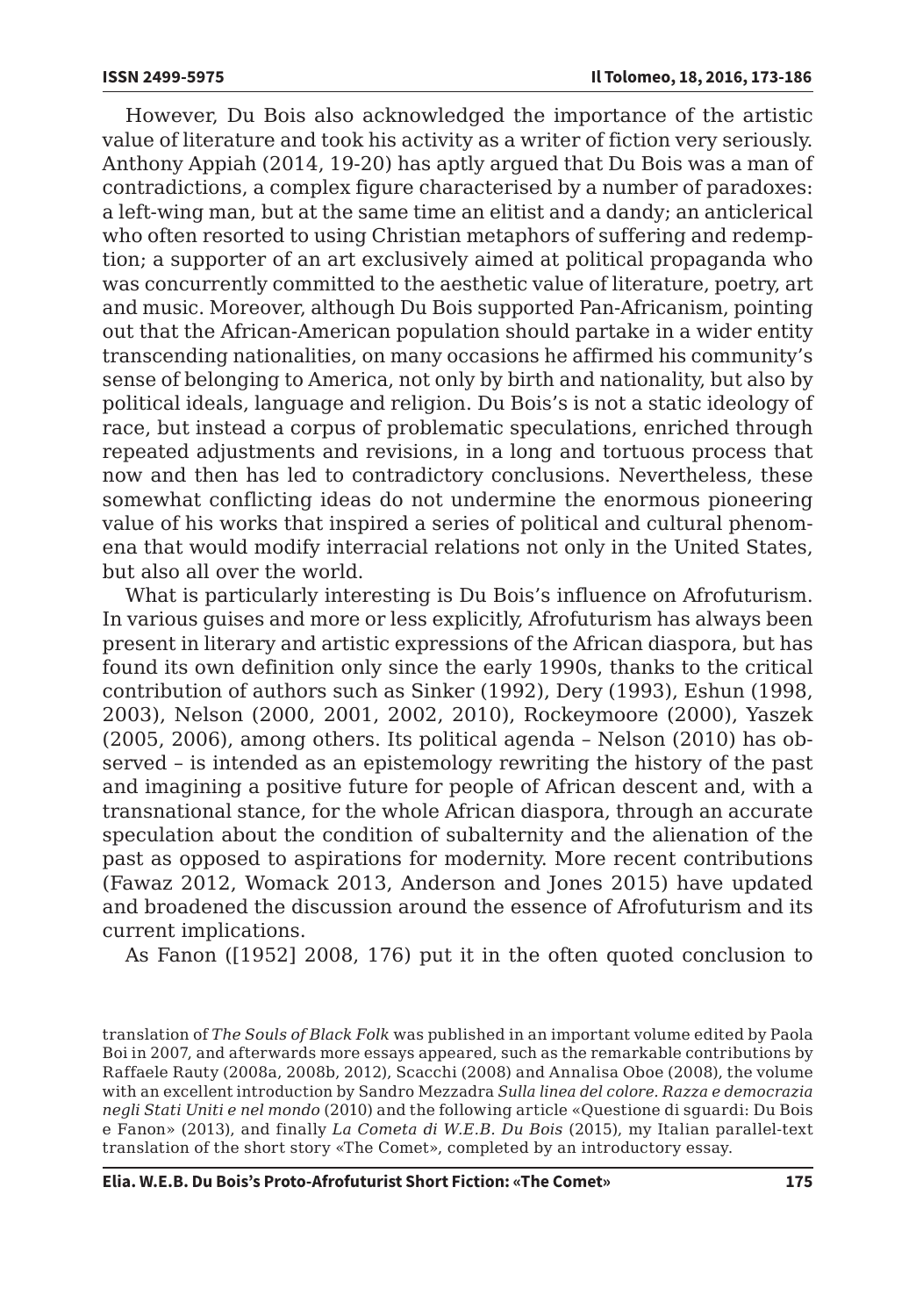However, Du Bois also acknowledged the importance of the artistic value of literature and took his activity as a writer of fiction very seriously. Anthony Appiah (2014, 19-20) has aptly argued that Du Bois was a man of contradictions, a complex figure characterised by a number of paradoxes: a left-wing man, but at the same time an elitist and a dandy; an anticlerical who often resorted to using Christian metaphors of suffering and redemption; a supporter of an art exclusively aimed at political propaganda who was concurrently committed to the aesthetic value of literature, poetry, art and music. Moreover, although Du Bois supported Pan-Africanism, pointing out that the African-American population should partake in a wider entity transcending nationalities, on many occasions he affirmed his community's sense of belonging to America, not only by birth and nationality, but also by political ideals, language and religion. Du Bois's is not a static ideology of race, but instead a corpus of problematic speculations, enriched through repeated adjustments and revisions, in a long and tortuous process that now and then has led to contradictory conclusions. Nevertheless, these somewhat conflicting ideas do not undermine the enormous pioneering value of his works that inspired a series of political and cultural phenomena that would modify interracial relations not only in the United States, but also all over the world.

What is particularly interesting is Du Bois's influence on Afrofuturism. In various guises and more or less explicitly, Afrofuturism has always been present in literary and artistic expressions of the African diaspora, but has found its own definition only since the early 1990s, thanks to the critical contribution of authors such as Sinker (1992), Dery (1993), Eshun (1998, 2003), Nelson (2000, 2001, 2002, 2010), Rockeymoore (2000), Yaszek (2005, 2006), among others. Its political agenda – Nelson (2010) has observed – is intended as an epistemology rewriting the history of the past and imagining a positive future for people of African descent and, with a transnational stance, for the whole African diaspora, through an accurate speculation about the condition of subalternity and the alienation of the past as opposed to aspirations for modernity. More recent contributions (Fawaz 2012, Womack 2013, Anderson and Jones 2015) have updated and broadened the discussion around the essence of Afrofuturism and its current implications.

As Fanon ([1952] 2008, 176) put it in the often quoted conclusion to

translation of *The Souls of Black Folk* was published in an important volume edited by Paola Boi in 2007, and afterwards more essays appeared, such as the remarkable contributions by Raffaele Rauty (2008a, 2008b, 2012), Scacchi (2008) and Annalisa Oboe (2008), the volume with an excellent introduction by Sandro Mezzadra *Sulla linea del colore. Razza e democrazia negli Stati Uniti e nel mondo* (2010) and the following article «Questione di sguardi: Du Bois e Fanon» (2013), and finally *La Cometa di W.E.B. Du Bois* (2015), my Italian parallel-text translation of the short story «The Comet», completed by an introductory essay.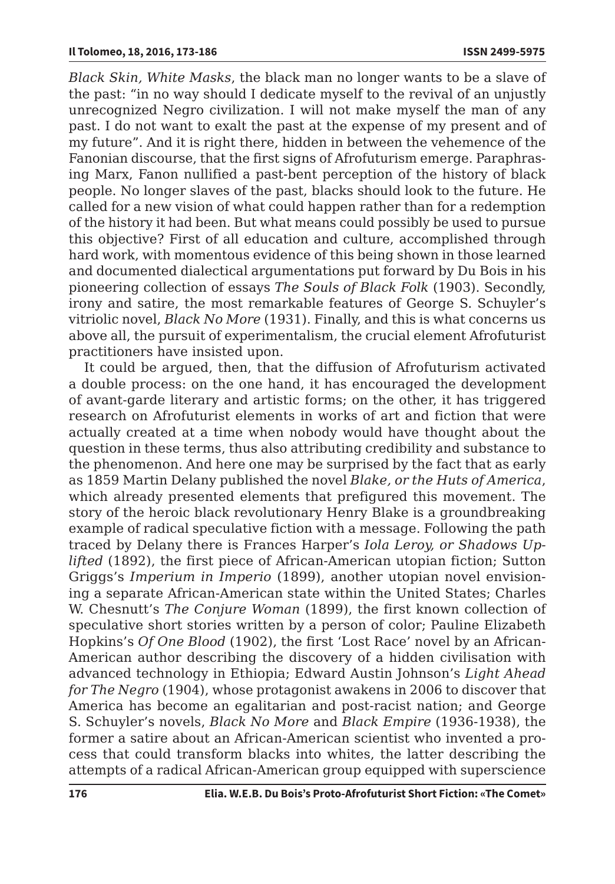*Black Skin, White Masks*, the black man no longer wants to be a slave of the past: “in no way should I dedicate myself to the revival of an unjustly unrecognized Negro civilization. I will not make myself the man of any past. I do not want to exalt the past at the expense of my present and of my future”. And it is right there, hidden in between the vehemence of the Fanonian discourse, that the first signs of Afrofuturism emerge. Paraphrasing Marx, Fanon nullified a past-bent perception of the history of black people. No longer slaves of the past, blacks should look to the future. He called for a new vision of what could happen rather than for a redemption of the history it had been. But what means could possibly be used to pursue this objective? First of all education and culture, accomplished through hard work, with momentous evidence of this being shown in those learned and documented dialectical argumentations put forward by Du Bois in his pioneering collection of essays *The Souls of Black Folk* (1903). Secondly, irony and satire, the most remarkable features of George S. Schuyler’s vitriolic novel, *Black No More* (1931). Finally, and this is what concerns us above all, the pursuit of experimentalism, the crucial element Afrofuturist practitioners have insisted upon.

It could be argued, then, that the diffusion of Afrofuturism activated a double process: on the one hand, it has encouraged the development of avant-garde literary and artistic forms; on the other, it has triggered research on Afrofuturist elements in works of art and fiction that were actually created at a time when nobody would have thought about the question in these terms, thus also attributing credibility and substance to the phenomenon. And here one may be surprised by the fact that as early as 1859 Martin Delany published the novel *Blake, or the Huts of America*, which already presented elements that prefigured this movement. The story of the heroic black revolutionary Henry Blake is a groundbreaking example of radical speculative fiction with a message. Following the path traced by Delany there is Frances Harper’s *Iola Leroy, or Shadows Uplifted* (1892), the first piece of African-American utopian fiction; Sutton Griggs’s *Imperium in Imperio* (1899), another utopian novel envisioning a separate African-American state within the United States; Charles W. Chesnutt’s *The Conjure Woman* (1899), the first known collection of speculative short stories written by a person of color; Pauline Elizabeth Hopkins’s *Of One Blood* (1902), the first ‘Lost Race’ novel by an African-American author describing the discovery of a hidden civilisation with advanced technology in Ethiopia; Edward Austin Johnson’s *Light Ahead for The Negro* (1904), whose protagonist awakens in 2006 to discover that America has become an egalitarian and post-racist nation; and George S. Schuyler’s novels, *Black No More* and *Black Empire* (1936-1938), the former a satire about an African-American scientist who invented a process that could transform blacks into whites, the latter describing the attempts of a radical African-American group equipped with superscience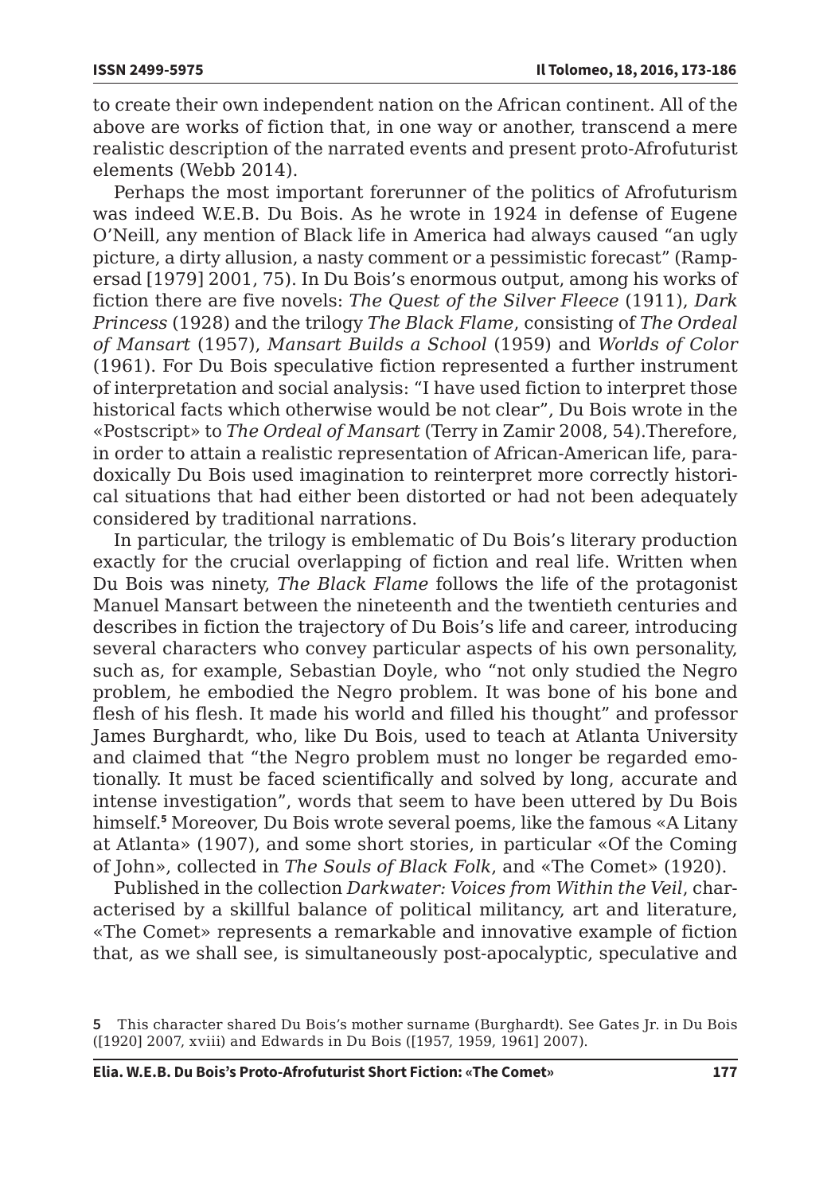to create their own independent nation on the African continent. All of the above are works of fiction that, in one way or another, transcend a mere realistic description of the narrated events and present proto-Afrofuturist elements (Webb 2014).

Perhaps the most important forerunner of the politics of Afrofuturism was indeed W.E.B. Du Bois. As he wrote in 1924 in defense of Eugene O'Neill, any mention of Black life in America had always caused "an ugly picture, a dirty allusion, a nasty comment or a pessimistic forecast" (Rampersad [1979] 2001, 75). In Du Bois's enormous output, among his works of fiction there are five novels: *The Quest of the Silver Fleece* (1911), *Dark Princess* (1928) and the trilogy *The Black Flame*, consisting of *The Ordeal of Mansart* (1957), *Mansart Builds a School* (1959) and *Worlds of Color* (1961). For Du Bois speculative fiction represented a further instrument of interpretation and social analysis: "I have used fiction to interpret those historical facts which otherwise would be not clear", Du Bois wrote in the «Postscript» to *The Ordeal of Mansart* (Terry in Zamir 2008, 54).Therefore, in order to attain a realistic representation of African-American life, paradoxically Du Bois used imagination to reinterpret more correctly historical situations that had either been distorted or had not been adequately considered by traditional narrations.

In particular, the trilogy is emblematic of Du Bois's literary production exactly for the crucial overlapping of fiction and real life. Written when Du Bois was ninety, *The Black Flame* follows the life of the protagonist Manuel Mansart between the nineteenth and the twentieth centuries and describes in fiction the trajectory of Du Bois's life and career, introducing several characters who convey particular aspects of his own personality, such as, for example, Sebastian Doyle, who "not only studied the Negro problem, he embodied the Negro problem. It was bone of his bone and flesh of his flesh. It made his world and filled his thought" and professor James Burghardt, who, like Du Bois, used to teach at Atlanta University and claimed that "the Negro problem must no longer be regarded emotionally. It must be faced scientifically and solved by long, accurate and intense investigation", words that seem to have been uttered by Du Bois himself.[5] Moreover, Du Bois wrote several poems, like the famous «A Litany at Atlanta» (1907), and some short stories, in particular «Of the Coming of John», collected in *The Souls of Black Folk*, and «The Comet» (1920).

Published in the collection *Darkwater: Voices from Within the Veil*, characterised by a skillful balance of political militancy, art and literature, «The Comet» represents a remarkable and innovative example of fiction that, as we shall see, is simultaneously post-apocalyptic, speculative and

5 This character shared Du Bois's mother surname (Burghardt). See Gates Jr. in Du Bois ([1920] 2007, xviii) and Edwards in Du Bois ([1957, 1959, 1961] 2007).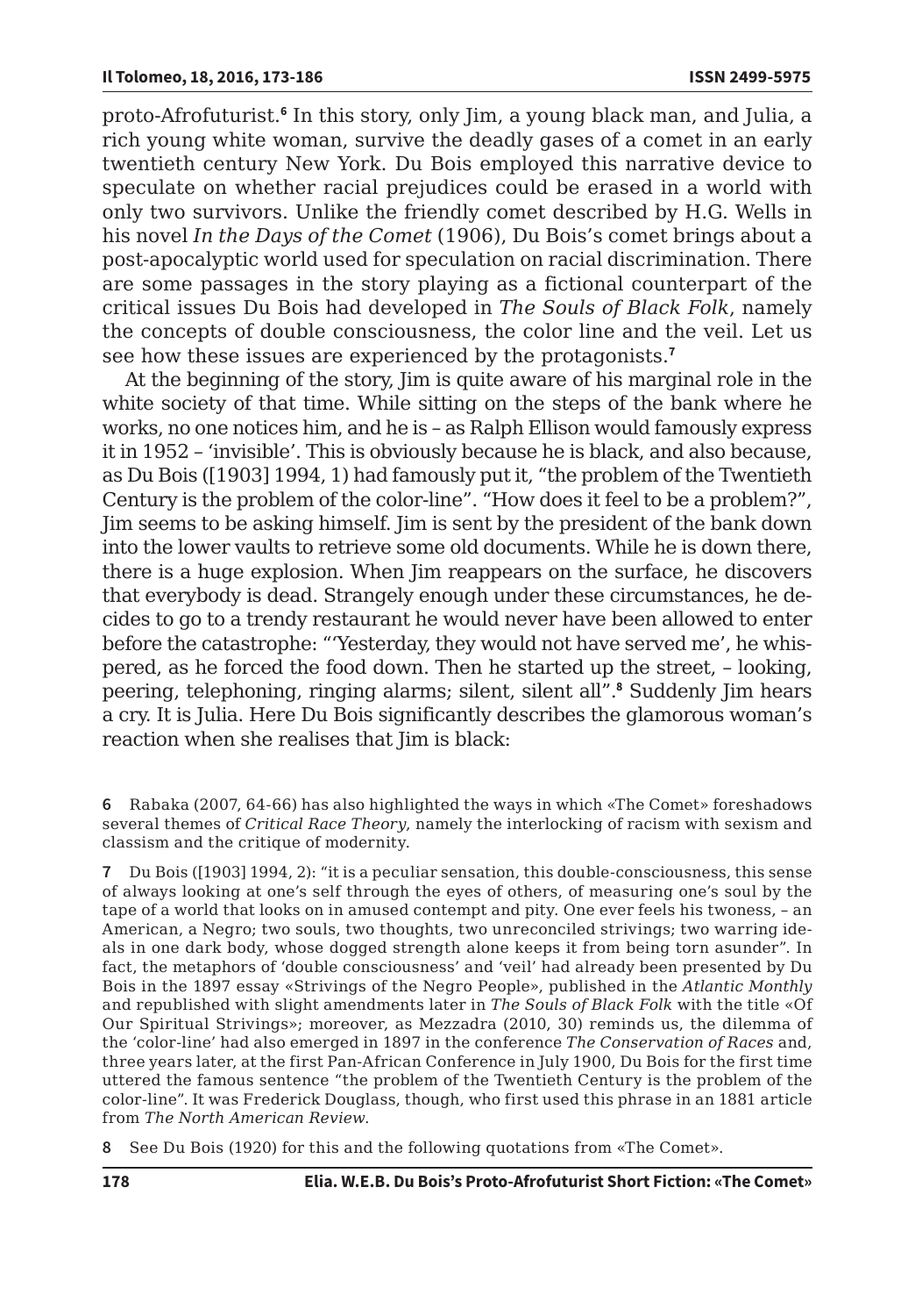proto-Afrofuturist.[6] In this story, only Jim, a young black man, and Julia, a rich young white woman, survive the deadly gases of a comet in an early twentieth century New York. Du Bois employed this narrative device to speculate on whether racial prejudices could be erased in a world with only two survivors. Unlike the friendly comet described by H.G. Wells in his novel *In the Days of the Comet* (1906), Du Bois's comet brings about a post-apocalyptic world used for speculation on racial discrimination. There are some passages in the story playing as a fictional counterpart of the critical issues Du Bois had developed in *The Souls of Black Folk*, namely the concepts of double consciousness, the color line and the veil. Let us see how these issues are experienced by the protagonists.[7]

At the beginning of the story, Jim is quite aware of his marginal role in the white society of that time. While sitting on the steps of the bank where he works, no one notices him, and he is – as Ralph Ellison would famously express it in 1952 – 'invisible'. This is obviously because he is black, and also because, as Du Bois ([1903] 1994, 1) had famously put it, "the problem of the Twentieth Century is the problem of the color-line". "How does it feel to be a problem?", Jim seems to be asking himself. Jim is sent by the president of the bank down into the lower vaults to retrieve some old documents. While he is down there, there is a huge explosion. When Jim reappears on the surface, he discovers that everybody is dead. Strangely enough under these circumstances, he decides to go to a trendy restaurant he would never have been allowed to enter before the catastrophe: "'Yesterday, they would not have served me', he whispered, as he forced the food down. Then he started up the street, – looking, peering, telephoning, ringing alarms; silent, silent all".[8] Suddenly Jim hears a cry. It is Julia. Here Du Bois significantly describes the glamorous woman's reaction when she realises that Jim is black:

6 Rabaka (2007, 64-66) has also highlighted the ways in which «The Comet» foreshadows several themes of *Critical Race Theory*, namely the interlocking of racism with sexism and classism and the critique of modernity.

7 Du Bois ([1903] 1994, 2): "it is a peculiar sensation, this double-consciousness, this sense of always looking at one's self through the eyes of others, of measuring one's soul by the tape of a world that looks on in amused contempt and pity. One ever feels his twoness, – an American, a Negro; two souls, two thoughts, two unreconciled strivings; two warring ideals in one dark body, whose dogged strength alone keeps it from being torn asunder". In fact, the metaphors of 'double consciousness' and 'veil' had already been presented by Du Bois in the 1897 essay «Strivings of the Negro People», published in the *Atlantic Monthly* and republished with slight amendments later in *The Souls of Black Folk* with the title «Of Our Spiritual Strivings»; moreover, as Mezzadra (2010, 30) reminds us, the dilemma of the 'color-line' had also emerged in 1897 in the conference *The Conservation of Races* and, three years later, at the first Pan-African Conference in July 1900, Du Bois for the first time uttered the famous sentence "the problem of the Twentieth Century is the problem of the color-line". It was Frederick Douglass, though, who first used this phrase in an 1881 article from *The North American Review*.

8 See Du Bois (1920) for this and the following quotations from «The Comet».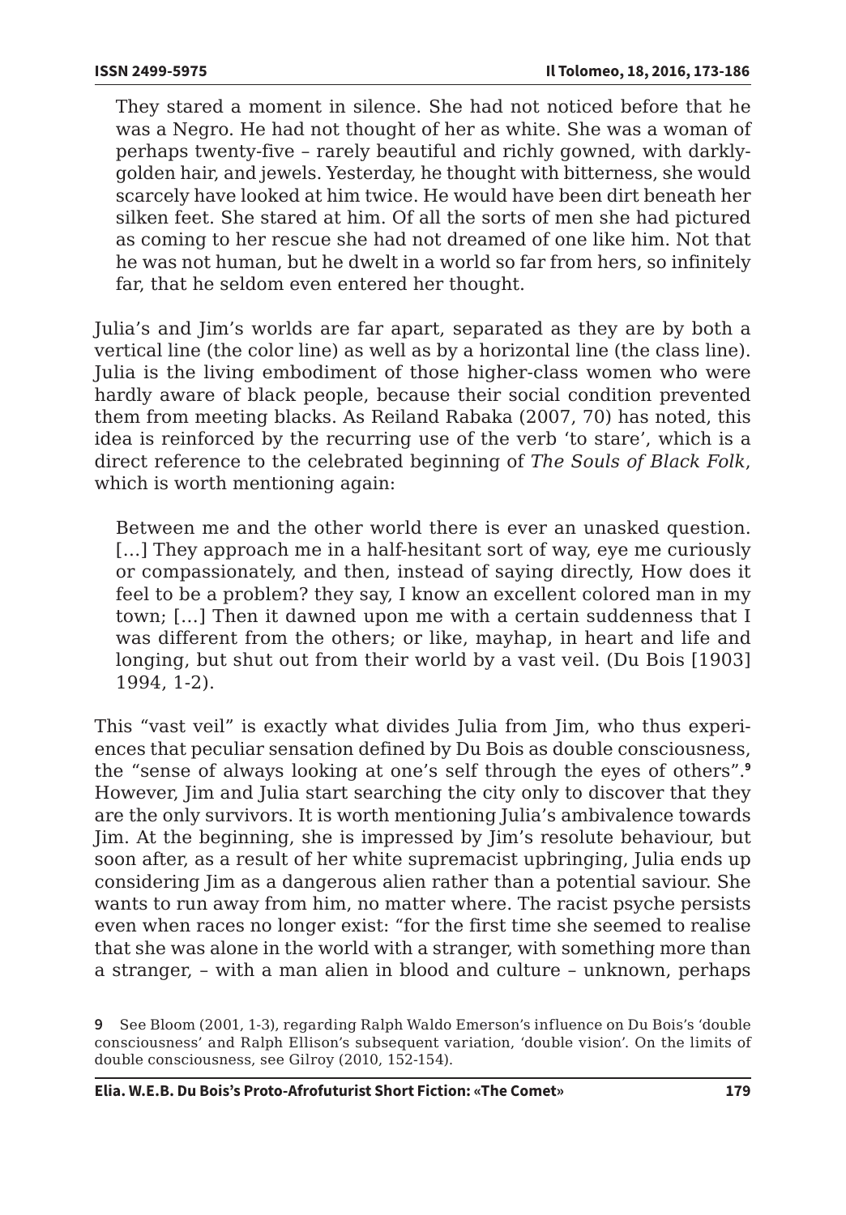> They stared a moment in silence. She had not noticed before that he was a Negro. He had not thought of her as white. She was a woman of perhaps twenty-five – rarely beautiful and richly gowned, with darkly-golden hair, and jewels. Yesterday, he thought with bitterness, she would scarcely have looked at him twice. He would have been dirt beneath her silken feet. She stared at him. Of all the sorts of men she had pictured as coming to her rescue she had not dreamed of one like him. Not that he was not human, but he dwelt in a world so far from hers, so infinitely far, that he seldom even entered her thought.

Julia's and Jim's worlds are far apart, separated as they are by both a vertical line (the color line) as well as by a horizontal line (the class line). Julia is the living embodiment of those higher-class women who were hardly aware of black people, because their social condition prevented them from meeting blacks. As Reiland Rabaka (2007, 70) has noted, this idea is reinforced by the recurring use of the verb 'to stare', which is a direct reference to the celebrated beginning of *The Souls of Black Folk*, which is worth mentioning again:

> Between me and the other world there is ever an unasked question. […] They approach me in a half-hesitant sort of way, eye me curiously or compassionately, and then, instead of saying directly, How does it feel to be a problem? they say, I know an excellent colored man in my town; […] Then it dawned upon me with a certain suddenness that I was different from the others; or like, mayhap, in heart and life and longing, but shut out from their world by a vast veil. (Du Bois [1903] 1994, 1-2).

This "vast veil" is exactly what divides Julia from Jim, who thus experiences that peculiar sensation defined by Du Bois as double consciousness, the "sense of always looking at one's self through the eyes of others".[9] However, Jim and Julia start searching the city only to discover that they are the only survivors. It is worth mentioning Julia's ambivalence towards Jim. At the beginning, she is impressed by Jim's resolute behaviour, but soon after, as a result of her white supremacist upbringing, Julia ends up considering Jim as a dangerous alien rather than a potential saviour. She wants to run away from him, no matter where. The racist psyche persists even when races no longer exist: "for the first time she seemed to realise that she was alone in the world with a stranger, with something more than a stranger, – with a man alien in blood and culture – unknown, perhaps

9 See Bloom (2001, 1-3), regarding Ralph Waldo Emerson's influence on Du Bois's 'double consciousness' and Ralph Ellison's subsequent variation, 'double vision'. On the limits of double consciousness, see Gilroy (2010, 152-154).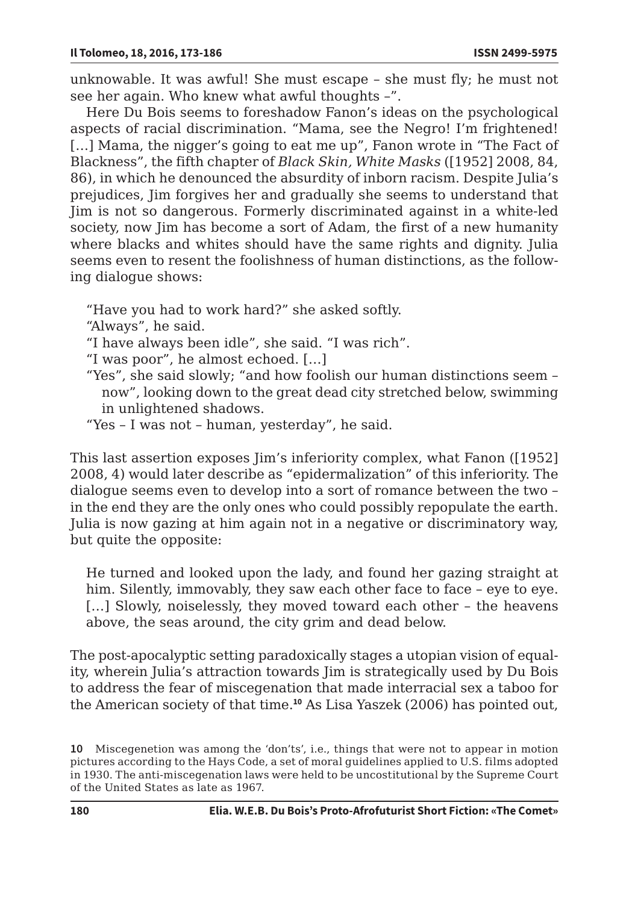unknowable. It was awful! She must escape – she must fly; he must not see her again. Who knew what awful thoughts –".

Here Du Bois seems to foreshadow Fanon's ideas on the psychological aspects of racial discrimination. "Mama, see the Negro! I'm frightened! […] Mama, the nigger's going to eat me up", Fanon wrote in "The Fact of Blackness", the fifth chapter of *Black Skin, White Masks* ([1952] 2008, 84, 86), in which he denounced the absurdity of inborn racism. Despite Julia's prejudices, Jim forgives her and gradually she seems to understand that Jim is not so dangerous. Formerly discriminated against in a white-led society, now Jim has become a sort of Adam, the first of a new humanity where blacks and whites should have the same rights and dignity. Julia seems even to resent the foolishness of human distinctions, as the following dialogue shows:

> "Have you had to work hard?" she asked softly.
> "Always", he said.
> "I have always been idle", she said. "I was rich".
> "I was poor", he almost echoed. […]
> "Yes", she said slowly; "and how foolish our human distinctions seem – now", looking down to the great dead city stretched below, swimming in unlightened shadows.
> "Yes – I was not – human, yesterday", he said.

This last assertion exposes Jim's inferiority complex, what Fanon ([1952] 2008, 4) would later describe as "epidermalization" of this inferiority. The dialogue seems even to develop into a sort of romance between the two – in the end they are the only ones who could possibly repopulate the earth. Julia is now gazing at him again not in a negative or discriminatory way, but quite the opposite:

> He turned and looked upon the lady, and found her gazing straight at him. Silently, immovably, they saw each other face to face – eye to eye. […] Slowly, noiselessly, they moved toward each other – the heavens above, the seas around, the city grim and dead below.

The post-apocalyptic setting paradoxically stages a utopian vision of equality, wherein Julia's attraction towards Jim is strategically used by Du Bois to address the fear of miscegenation that made interracial sex a taboo for the American society of that time.[10] As Lisa Yaszek (2006) has pointed out,

[10] Miscegenetion was among the 'don'ts', i.e., things that were not to appear in motion pictures according to the Hays Code, a set of moral guidelines applied to U.S. films adopted in 1930. The anti-miscegenation laws were held to be uncostitutional by the Supreme Court of the United States as late as 1967.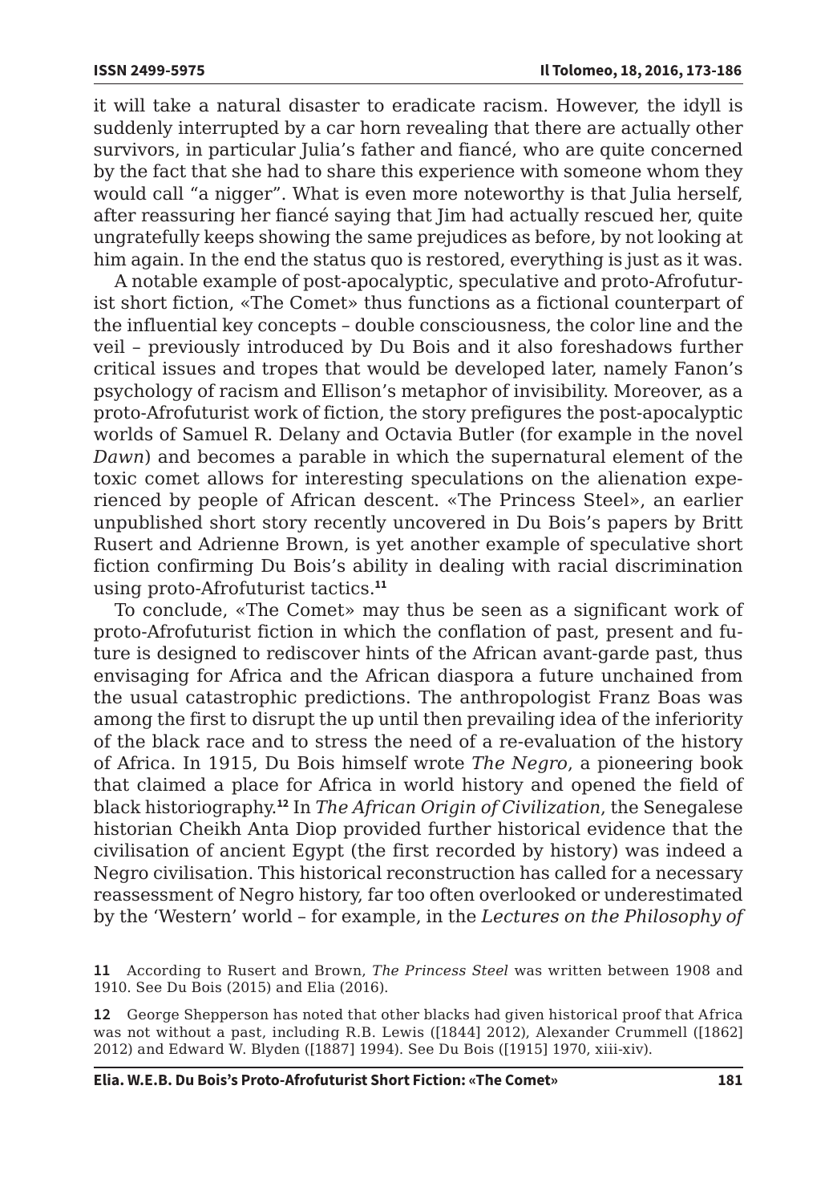it will take a natural disaster to eradicate racism. However, the idyll is suddenly interrupted by a car horn revealing that there are actually other survivors, in particular Julia's father and fiancé, who are quite concerned by the fact that she had to share this experience with someone whom they would call "a nigger". What is even more noteworthy is that Julia herself, after reassuring her fiancé saying that Jim had actually rescued her, quite ungratefully keeps showing the same prejudices as before, by not looking at him again. In the end the status quo is restored, everything is just as it was.

A notable example of post-apocalyptic, speculative and proto-Afrofuturist short fiction, «The Comet» thus functions as a fictional counterpart of the influential key concepts – double consciousness, the color line and the veil – previously introduced by Du Bois and it also foreshadows further critical issues and tropes that would be developed later, namely Fanon's psychology of racism and Ellison's metaphor of invisibility. Moreover, as a proto-Afrofuturist work of fiction, the story prefigures the post-apocalyptic worlds of Samuel R. Delany and Octavia Butler (for example in the novel *Dawn*) and becomes a parable in which the supernatural element of the toxic comet allows for interesting speculations on the alienation experienced by people of African descent. «The Princess Steel», an earlier unpublished short story recently uncovered in Du Bois's papers by Britt Rusert and Adrienne Brown, is yet another example of speculative short fiction confirming Du Bois's ability in dealing with racial discrimination using proto-Afrofuturist tactics.[11]

To conclude, «The Comet» may thus be seen as a significant work of proto-Afrofuturist fiction in which the conflation of past, present and future is designed to rediscover hints of the African avant-garde past, thus envisaging for Africa and the African diaspora a future unchained from the usual catastrophic predictions. The anthropologist Franz Boas was among the first to disrupt the up until then prevailing idea of the inferiority of the black race and to stress the need of a re-evaluation of the history of Africa. In 1915, Du Bois himself wrote *The Negro*, a pioneering book that claimed a place for Africa in world history and opened the field of black historiography.[12] In *The African Origin of Civilization*, the Senegalese historian Cheikh Anta Diop provided further historical evidence that the civilisation of ancient Egypt (the first recorded by history) was indeed a Negro civilisation. This historical reconstruction has called for a necessary reassessment of Negro history, far too often overlooked or underestimated by the 'Western' world – for example, in the *Lectures on the Philosophy of*

11 According to Rusert and Brown, *The Princess Steel* was written between 1908 and 1910. See Du Bois (2015) and Elia (2016).

12 George Shepperson has noted that other blacks had given historical proof that Africa was not without a past, including R.B. Lewis ([1844] 2012), Alexander Crummell ([1862] 2012) and Edward W. Blyden ([1887] 1994). See Du Bois ([1915] 1970, xiii-xiv).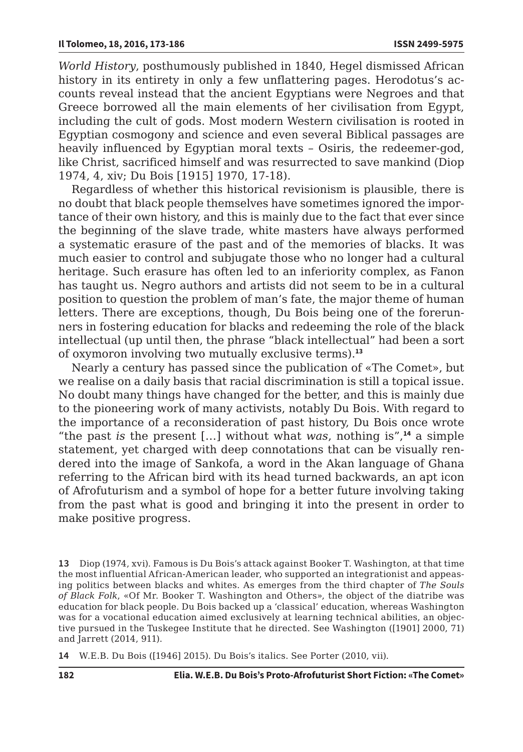*World History*, posthumously published in 1840, Hegel dismissed African history in its entirety in only a few unflattering pages. Herodotus's accounts reveal instead that the ancient Egyptians were Negroes and that Greece borrowed all the main elements of her civilisation from Egypt, including the cult of gods. Most modern Western civilisation is rooted in Egyptian cosmogony and science and even several Biblical passages are heavily influenced by Egyptian moral texts – Osiris, the redeemer-god, like Christ, sacrificed himself and was resurrected to save mankind (Diop 1974, 4, xiv; Du Bois [1915] 1970, 17-18).

Regardless of whether this historical revisionism is plausible, there is no doubt that black people themselves have sometimes ignored the importance of their own history, and this is mainly due to the fact that ever since the beginning of the slave trade, white masters have always performed a systematic erasure of the past and of the memories of blacks. It was much easier to control and subjugate those who no longer had a cultural heritage. Such erasure has often led to an inferiority complex, as Fanon has taught us. Negro authors and artists did not seem to be in a cultural position to question the problem of man's fate, the major theme of human letters. There are exceptions, though, Du Bois being one of the forerunners in fostering education for blacks and redeeming the role of the black intellectual (up until then, the phrase "black intellectual" had been a sort of oxymoron involving two mutually exclusive terms).[13]

Nearly a century has passed since the publication of «The Comet», but we realise on a daily basis that racial discrimination is still a topical issue. No doubt many things have changed for the better, and this is mainly due to the pioneering work of many activists, notably Du Bois. With regard to the importance of a reconsideration of past history, Du Bois once wrote "the past *is* the present […] without what *was*, nothing is",[14] a simple statement, yet charged with deep connotations that can be visually rendered into the image of Sankofa, a word in the Akan language of Ghana referring to the African bird with its head turned backwards, an apt icon of Afrofuturism and a symbol of hope for a better future involving taking from the past what is good and bringing it into the present in order to make positive progress.

13 Diop (1974, xvi). Famous is Du Bois's attack against Booker T. Washington, at that time the most influential African-American leader, who supported an integrationist and appeasing politics between blacks and whites. As emerges from the third chapter of *The Souls of Black Folk*, «Of Mr. Booker T. Washington and Others», the object of the diatribe was education for black people. Du Bois backed up a 'classical' education, whereas Washington was for a vocational education aimed exclusively at learning technical abilities, an objective pursued in the Tuskegee Institute that he directed. See Washington ([1901] 2000, 71) and Jarrett (2014, 911).

14 W.E.B. Du Bois ([1946] 2015). Du Bois's italics. See Porter (2010, vii).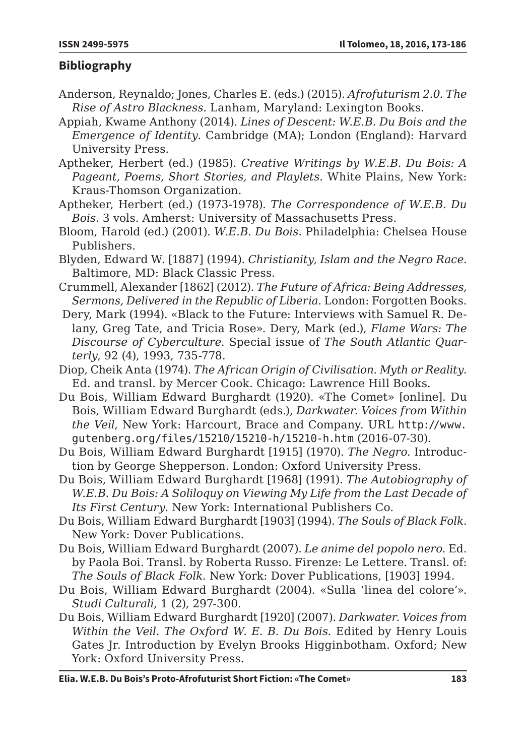## Bibliography

Anderson, Reynaldo; Jones, Charles E. (eds.) (2015). *Afrofuturism 2.0. The Rise of Astro Blackness.* Lanham, Maryland: Lexington Books.

Appiah, Kwame Anthony (2014). *Lines of Descent: W.E.B. Du Bois and the Emergence of Identity.* Cambridge (MA); London (England): Harvard University Press.

Aptheker, Herbert (ed.) (1985). *Creative Writings by W.E.B. Du Bois: A Pageant, Poems, Short Stories, and Playlets*. White Plains, New York: Kraus-Thomson Organization.

Aptheker, Herbert (ed.) (1973-1978). *The Correspondence of W.E.B. Du Bois*. 3 vols. Amherst: University of Massachusetts Press.

Bloom, Harold (ed.) (2001). *W.E.B. Du Bois*. Philadelphia: Chelsea House Publishers.

Blyden, Edward W. [1887] (1994). *Christianity, Islam and the Negro Race*. Baltimore, MD: Black Classic Press.

Crummell, Alexander [1862] (2012). *The Future of Africa: Being Addresses, Sermons, Delivered in the Republic of Liberia*. London: Forgotten Books.

Dery, Mark (1994). «Black to the Future: Interviews with Samuel R. Delany, Greg Tate, and Tricia Rose». Dery, Mark (ed.), *Flame Wars: The Discourse of Cyberculture*. Special issue of *The South Atlantic Quarterly*, 92 (4), 1993, 735-778.

Diop, Cheik Anta (1974). *The African Origin of Civilisation. Myth or Reality.* Ed. and transl. by Mercer Cook. Chicago: Lawrence Hill Books.

Du Bois, William Edward Burghardt (1920). «The Comet» [online]. Du Bois, William Edward Burghardt (eds.), *Darkwater. Voices from Within the Veil*, New York: Harcourt, Brace and Company. URL http://www.gutenberg.org/files/15210/15210-h/15210-h.htm (2016-07-30).

Du Bois, William Edward Burghardt [1915] (1970). *The Negro.* Introduction by George Shepperson. London: Oxford University Press.

Du Bois, William Edward Burghardt [1968] (1991). *The Autobiography of W.E.B. Du Bois: A Soliloquy on Viewing My Life from the Last Decade of Its First Century*. New York: International Publishers Co.

Du Bois, William Edward Burghardt [1903] (1994). *The Souls of Black Folk*. New York: Dover Publications.

Du Bois, William Edward Burghardt (2007). *Le anime del popolo nero*. Ed. by Paola Boi. Transl. by Roberta Russo. Firenze: Le Lettere. Transl. of: *The Souls of Black Folk*. New York: Dover Publications, [1903] 1994.

Du Bois, William Edward Burghardt (2004). «Sulla 'linea del colore'». *Studi Culturali*, 1 (2), 297-300.

Du Bois, William Edward Burghardt [1920] (2007). *Darkwater. Voices from Within the Veil*. *The Oxford W. E. B. Du Bois.* Edited by Henry Louis Gates Jr. Introduction by Evelyn Brooks Higginbotham. Oxford; New York: Oxford University Press.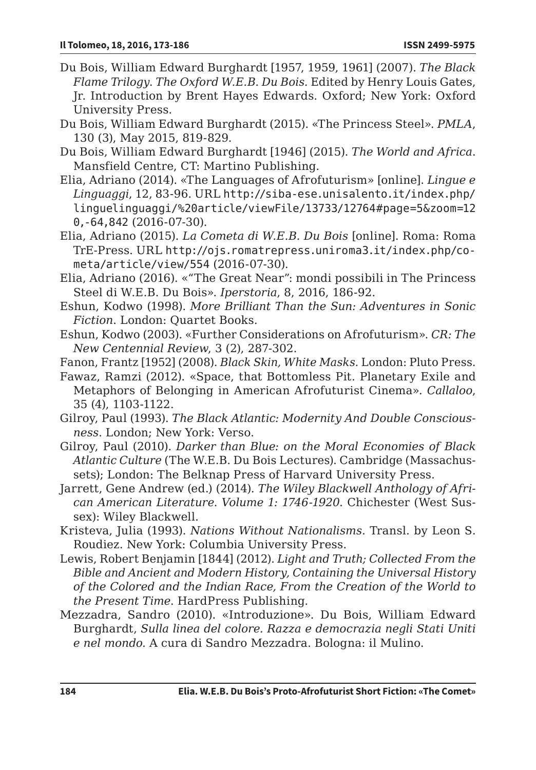Du Bois, William Edward Burghardt [1957, 1959, 1961] (2007). *The Black Flame Trilogy*. *The Oxford W.E.B. Du Bois.* Edited by Henry Louis Gates, Jr. Introduction by Brent Hayes Edwards. Oxford; New York: Oxford University Press.

Du Bois, William Edward Burghardt (2015). «The Princess Steel». *PMLA*, 130 (3), May 2015, 819-829.

Du Bois, William Edward Burghardt [1946] (2015). *The World and Africa*. Mansfield Centre, CT: Martino Publishing.

Elia, Adriano (2014). «The Languages of Afrofuturism» [online]. *Lingue e Linguaggi*, 12, 83-96. URL http://siba-ese.unisalento.it/index.php/linguelinguaggi/%20article/viewFile/13733/12764#page=5&zoom=120,-64,842 (2016-07-30).

Elia, Adriano (2015). *La Cometa di W.E.B. Du Bois* [online]. Roma: Roma TrE-Press. URL http://ojs.romatrepress.uniroma3.it/index.php/cometa/article/view/554 (2016-07-30).

Elia, Adriano (2016). «"The Great Near": mondi possibili in The Princess Steel di W.E.B. Du Bois». *Iperstoria*, 8, 2016, 186-92.

Eshun, Kodwo (1998). *More Brilliant Than the Sun: Adventures in Sonic Fiction*. London: Quartet Books.

Eshun, Kodwo (2003). «Further Considerations on Afrofuturism». *CR: The New Centennial Review*, 3 (2), 287-302.

Fanon, Frantz [1952] (2008). *Black Skin, White Masks*. London: Pluto Press.

Fawaz, Ramzi (2012). «Space, that Bottomless Pit. Planetary Exile and Metaphors of Belonging in American Afrofuturist Cinema». *Callaloo*, 35 (4), 1103-1122.

Gilroy, Paul (1993). *The Black Atlantic: Modernity And Double Consciousness*. London; New York: Verso.

Gilroy, Paul (2010). *Darker than Blue: on the Moral Economies of Black Atlantic Culture* (The W.E.B. Du Bois Lectures). Cambridge (Massachussets); London: The Belknap Press of Harvard University Press.

Jarrett, Gene Andrew (ed.) (2014). *The Wiley Blackwell Anthology of African American Literature*. *Volume 1: 1746-1920*. Chichester (West Sussex): Wiley Blackwell.

Kristeva, Julia (1993). *Nations Without Nationalisms*. Transl. by Leon S. Roudiez. New York: Columbia University Press.

Lewis, Robert Benjamin [1844] (2012). *Light and Truth; Collected From the Bible and Ancient and Modern History, Containing the Universal History of the Colored and the Indian Race, From the Creation of the World to the Present Time*. HardPress Publishing.

Mezzadra, Sandro (2010). «Introduzione». Du Bois, William Edward Burghardt, *Sulla linea del colore. Razza e democrazia negli Stati Uniti e nel mondo.* A cura di Sandro Mezzadra. Bologna: il Mulino.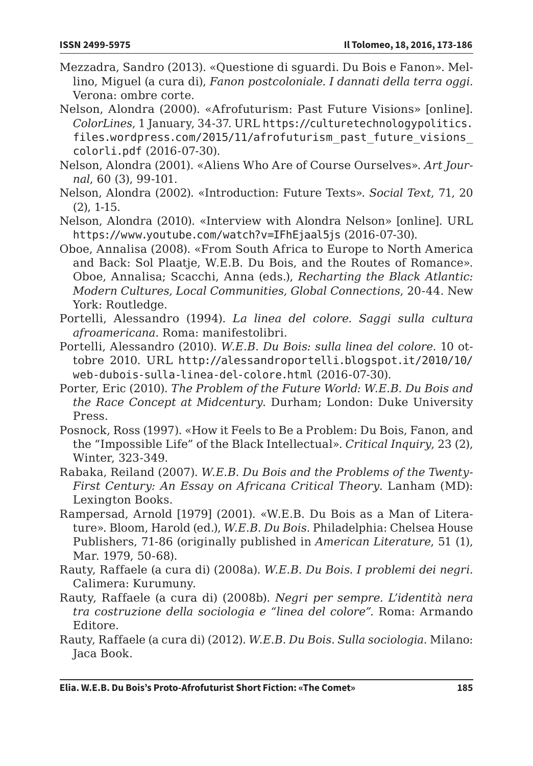Mezzadra, Sandro (2013). «Questione di sguardi. Du Bois e Fanon». Mellino, Miguel (a cura di), *Fanon postcoloniale. I dannati della terra oggi*. Verona: ombre corte.

Nelson, Alondra (2000). «Afrofuturism: Past Future Visions» [online]. *ColorLines*, 1 January, 34-37. URL https://culturetechnologypolitics.files.wordpress.com/2015/11/afrofuturism_past_future_visions_colorli.pdf (2016-07-30).

Nelson, Alondra (2001). «Aliens Who Are of Course Ourselves». *Art Journal*, 60 (3), 99-101.

Nelson, Alondra (2002). «Introduction: Future Texts». *Social Text*, 71, 20 (2), 1-15.

Nelson, Alondra (2010). «Interview with Alondra Nelson» [online]. URL https://www.youtube.com/watch?v=IFhEjaal5js (2016-07-30).

Oboe, Annalisa (2008). «From South Africa to Europe to North America and Back: Sol Plaatje, W.E.B. Du Bois, and the Routes of Romance». Oboe, Annalisa; Scacchi, Anna (eds.), *Recharting the Black Atlantic: Modern Cultures, Local Communities, Global Connections*, 20-44. New York: Routledge.

Portelli, Alessandro (1994). *La linea del colore. Saggi sulla cultura afroamericana*. Roma: manifestolibri.

Portelli, Alessandro (2010). *W.E.B. Du Bois: sulla linea del colore*. 10 ottobre 2010. URL http://alessandroportelli.blogspot.it/2010/10/web-dubois-sulla-linea-del-colore.html (2016-07-30).

Porter, Eric (2010). *The Problem of the Future World: W.E.B. Du Bois and the Race Concept at Midcentury*. Durham; London: Duke University Press.

Posnock, Ross (1997). «How it Feels to Be a Problem: Du Bois, Fanon, and the "Impossible Life" of the Black Intellectual». *Critical Inquiry*, 23 (2), Winter, 323-349.

Rabaka, Reiland (2007). *W.E.B. Du Bois and the Problems of the Twenty-First Century: An Essay on Africana Critical Theory*. Lanham (MD): Lexington Books.

Rampersad, Arnold [1979] (2001). «W.E.B. Du Bois as a Man of Literature». Bloom, Harold (ed.), *W.E.B. Du Bois*. Philadelphia: Chelsea House Publishers, 71-86 (originally published in *American Literature*, 51 (1), Mar. 1979, 50-68).

Rauty, Raffaele (a cura di) (2008a). *W.E.B. Du Bois. I problemi dei negri*. Calimera: Kurumuny.

Rauty, Raffaele (a cura di) (2008b). *Negri per sempre. L'identità nera tra costruzione della sociologia e "linea del colore"*. Roma: Armando Editore.

Rauty, Raffaele (a cura di) (2012). *W.E.B. Du Bois. Sulla sociologia*. Milano: Jaca Book.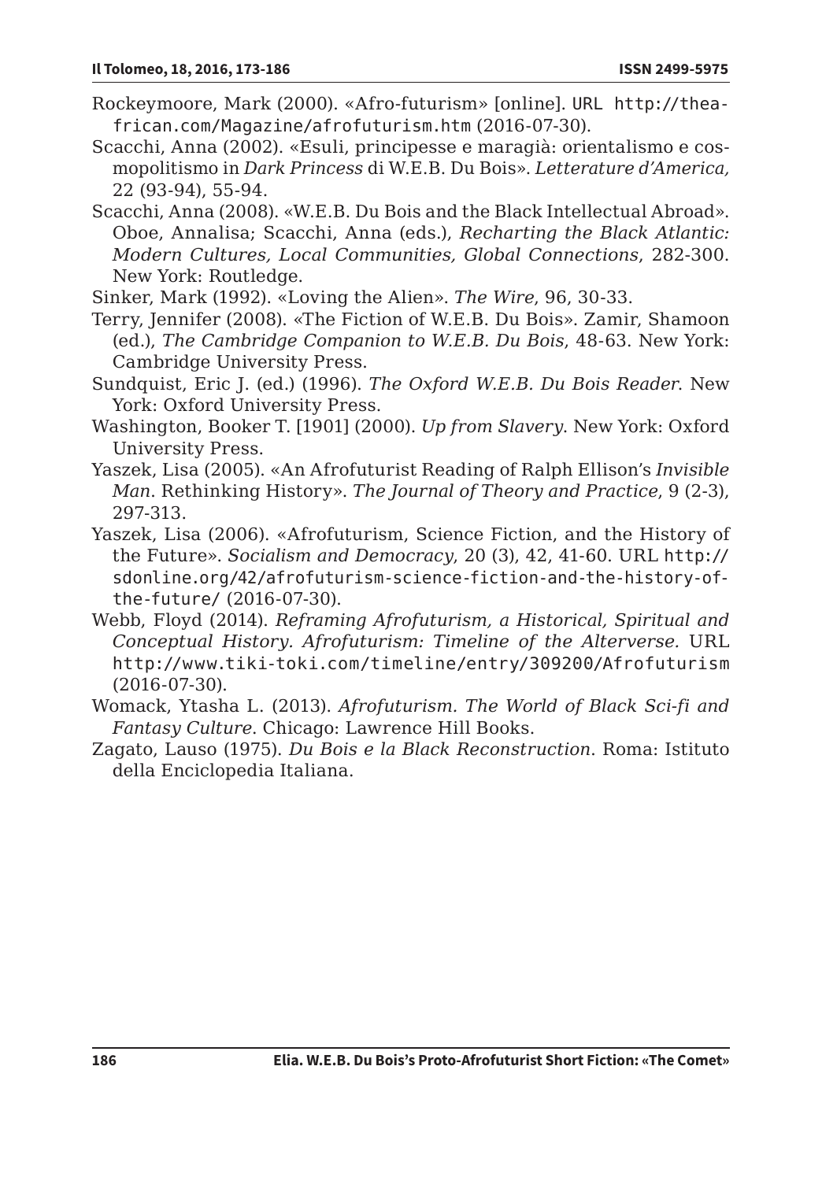Rockeymoore, Mark (2000). «Afro-futurism» [online]. URL http://theafrican.com/Magazine/afrofuturism.htm (2016-07-30).

Scacchi, Anna (2002). «Esuli, principesse e maragià: orientalismo e cosmopolitismo in *Dark Princess* di W.E.B. Du Bois». *Letterature d'America,* 22 (93-94), 55-94.

Scacchi, Anna (2008). «W.E.B. Du Bois and the Black Intellectual Abroad». Oboe, Annalisa; Scacchi, Anna (eds.), *Recharting the Black Atlantic: Modern Cultures, Local Communities, Global Connections*, 282-300. New York: Routledge.

Sinker, Mark (1992). «Loving the Alien». *The Wire*, 96, 30-33.

Terry, Jennifer (2008). «The Fiction of W.E.B. Du Bois». Zamir, Shamoon (ed.), *The Cambridge Companion to W.E.B. Du Bois*, 48-63. New York: Cambridge University Press.

Sundquist, Eric J. (ed.) (1996). *The Oxford W.E.B. Du Bois Reader*. New York: Oxford University Press.

Washington, Booker T. [1901] (2000). *Up from Slavery*. New York: Oxford University Press.

Yaszek, Lisa (2005). «An Afrofuturist Reading of Ralph Ellison's *Invisible Man*. Rethinking History». *The Journal of Theory and Practice*, 9 (2-3), 297-313.

Yaszek, Lisa (2006). «Afrofuturism, Science Fiction, and the History of the Future». *Socialism and Democracy*, 20 (3), 42, 41-60. URL http://sdonline.org/42/afrofuturism-science-fiction-and-the-history-of-the-future/ (2016-07-30).

Webb, Floyd (2014). *Reframing Afrofuturism, a Historical, Spiritual and Conceptual History. Afrofuturism: Timeline of the Alterverse*. URL http://www.tiki-toki.com/timeline/entry/309200/Afrofuturism (2016-07-30).

Womack, Ytasha L. (2013). *Afrofuturism. The World of Black Sci-fi and Fantasy Culture*. Chicago: Lawrence Hill Books.

Zagato, Lauso (1975). *Du Bois e la Black Reconstruction*. Roma: Istituto della Enciclopedia Italiana.